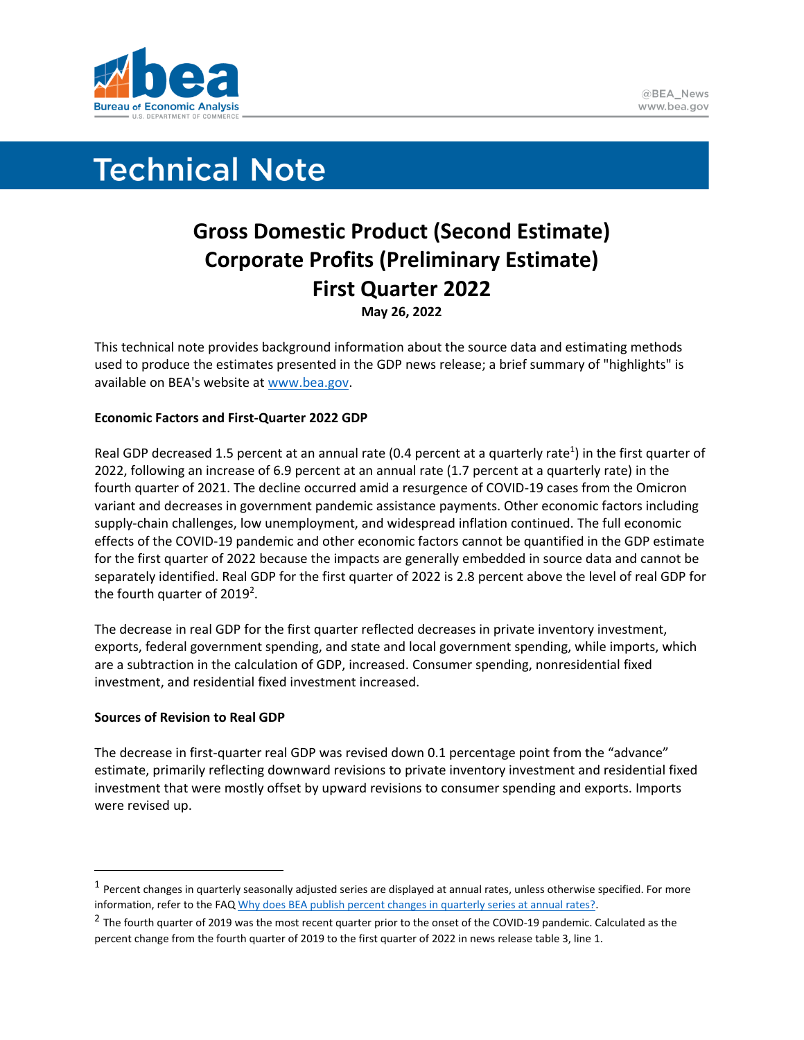# Technical Note

## Gross Domestic Product (Second Estimate)
## Corporate Profits (Preliminary Estimate)
## First Quarter 2022

**May 26, 2022**

This technical note provides background information about the source data and estimating methods used to produce the estimates presented in the GDP news release; a brief summary of "highlights" is available on BEA's website at www.bea.gov.

**Economic Factors and First-Quarter 2022 GDP**

Real GDP decreased 1.5 percent at an annual rate (0.4 percent at a quarterly rate[1]) in the first quarter of 2022, following an increase of 6.9 percent at an annual rate (1.7 percent at a quarterly rate) in the fourth quarter of 2021. The decline occurred amid a resurgence of COVID-19 cases from the Omicron variant and decreases in government pandemic assistance payments. Other economic factors including supply-chain challenges, low unemployment, and widespread inflation continued. The full economic effects of the COVID-19 pandemic and other economic factors cannot be quantified in the GDP estimate for the first quarter of 2022 because the impacts are generally embedded in source data and cannot be separately identified. Real GDP for the first quarter of 2022 is 2.8 percent above the level of real GDP for the fourth quarter of 2019[2].

The decrease in real GDP for the first quarter reflected decreases in private inventory investment, exports, federal government spending, and state and local government spending, while imports, which are a subtraction in the calculation of GDP, increased. Consumer spending, nonresidential fixed investment, and residential fixed investment increased.

**Sources of Revision to Real GDP**

The decrease in first-quarter real GDP was revised down 0.1 percentage point from the "advance" estimate, primarily reflecting downward revisions to private inventory investment and residential fixed investment that were mostly offset by upward revisions to consumer spending and exports. Imports were revised up.

---

[1] Percent changes in quarterly seasonally adjusted series are displayed at annual rates, unless otherwise specified. For more information, refer to the FAQ Why does BEA publish percent changes in quarterly series at annual rates?.

[2] The fourth quarter of 2019 was the most recent quarter prior to the onset of the COVID-19 pandemic. Calculated as the percent change from the fourth quarter of 2019 to the first quarter of 2022 in news release table 3, line 1.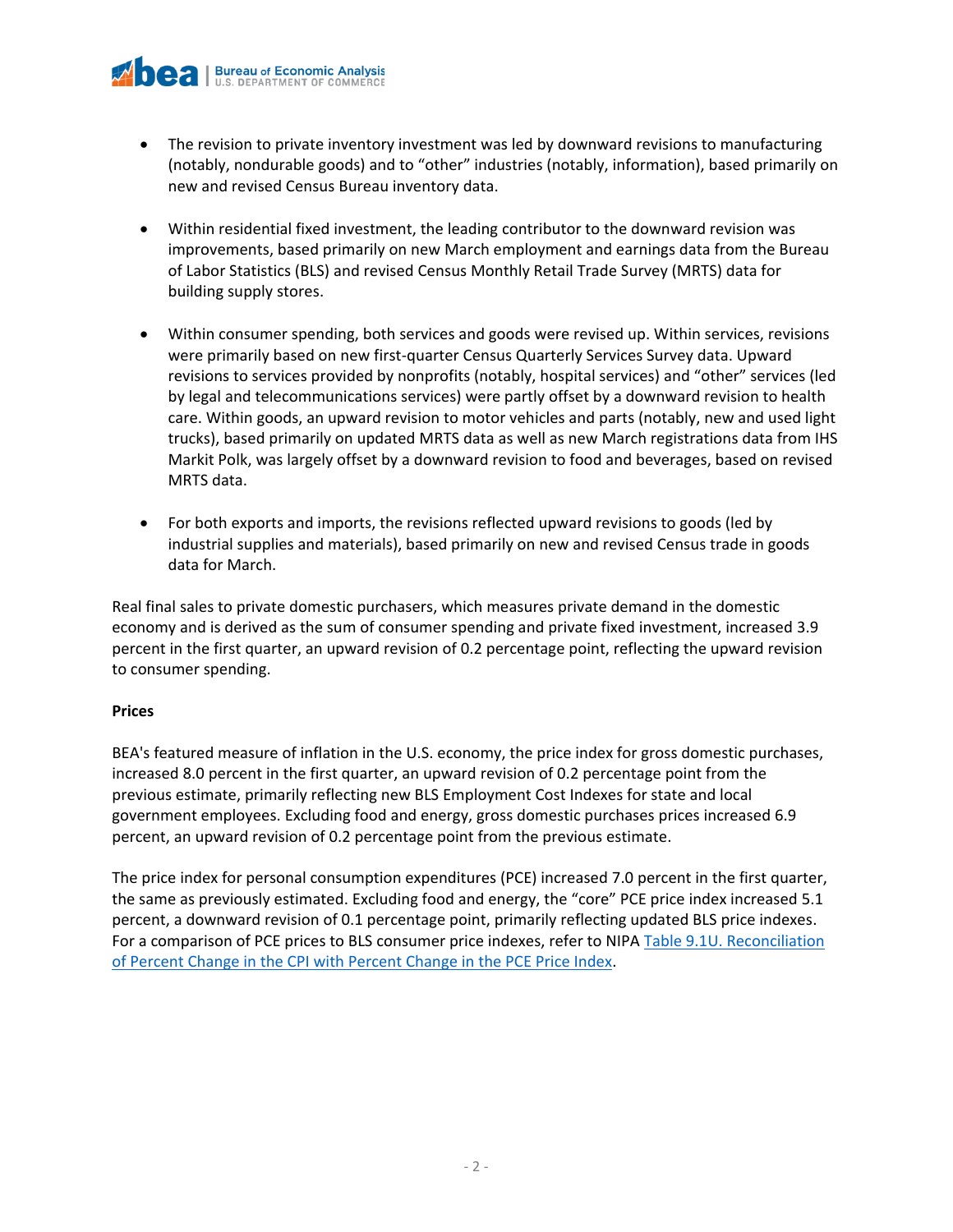- The revision to private inventory investment was led by downward revisions to manufacturing (notably, nondurable goods) and to "other" industries (notably, information), based primarily on new and revised Census Bureau inventory data.

- Within residential fixed investment, the leading contributor to the downward revision was improvements, based primarily on new March employment and earnings data from the Bureau of Labor Statistics (BLS) and revised Census Monthly Retail Trade Survey (MRTS) data for building supply stores.

- Within consumer spending, both services and goods were revised up. Within services, revisions were primarily based on new first-quarter Census Quarterly Services Survey data. Upward revisions to services provided by nonprofits (notably, hospital services) and "other" services (led by legal and telecommunications services) were partly offset by a downward revision to health care. Within goods, an upward revision to motor vehicles and parts (notably, new and used light trucks), based primarily on updated MRTS data as well as new March registrations data from IHS Markit Polk, was largely offset by a downward revision to food and beverages, based on revised MRTS data.

- For both exports and imports, the revisions reflected upward revisions to goods (led by industrial supplies and materials), based primarily on new and revised Census trade in goods data for March.

Real final sales to private domestic purchasers, which measures private demand in the domestic economy and is derived as the sum of consumer spending and private fixed investment, increased 3.9 percent in the first quarter, an upward revision of 0.2 percentage point, reflecting the upward revision to consumer spending.

**Prices**

BEA's featured measure of inflation in the U.S. economy, the price index for gross domestic purchases, increased 8.0 percent in the first quarter, an upward revision of 0.2 percentage point from the previous estimate, primarily reflecting new BLS Employment Cost Indexes for state and local government employees. Excluding food and energy, gross domestic purchases prices increased 6.9 percent, an upward revision of 0.2 percentage point from the previous estimate.

The price index for personal consumption expenditures (PCE) increased 7.0 percent in the first quarter, the same as previously estimated. Excluding food and energy, the "core" PCE price index increased 5.1 percent, a downward revision of 0.1 percentage point, primarily reflecting updated BLS price indexes. For a comparison of PCE prices to BLS consumer price indexes, refer to NIPA [Table 9.1U. Reconciliation of Percent Change in the CPI with Percent Change in the PCE Price Index](#).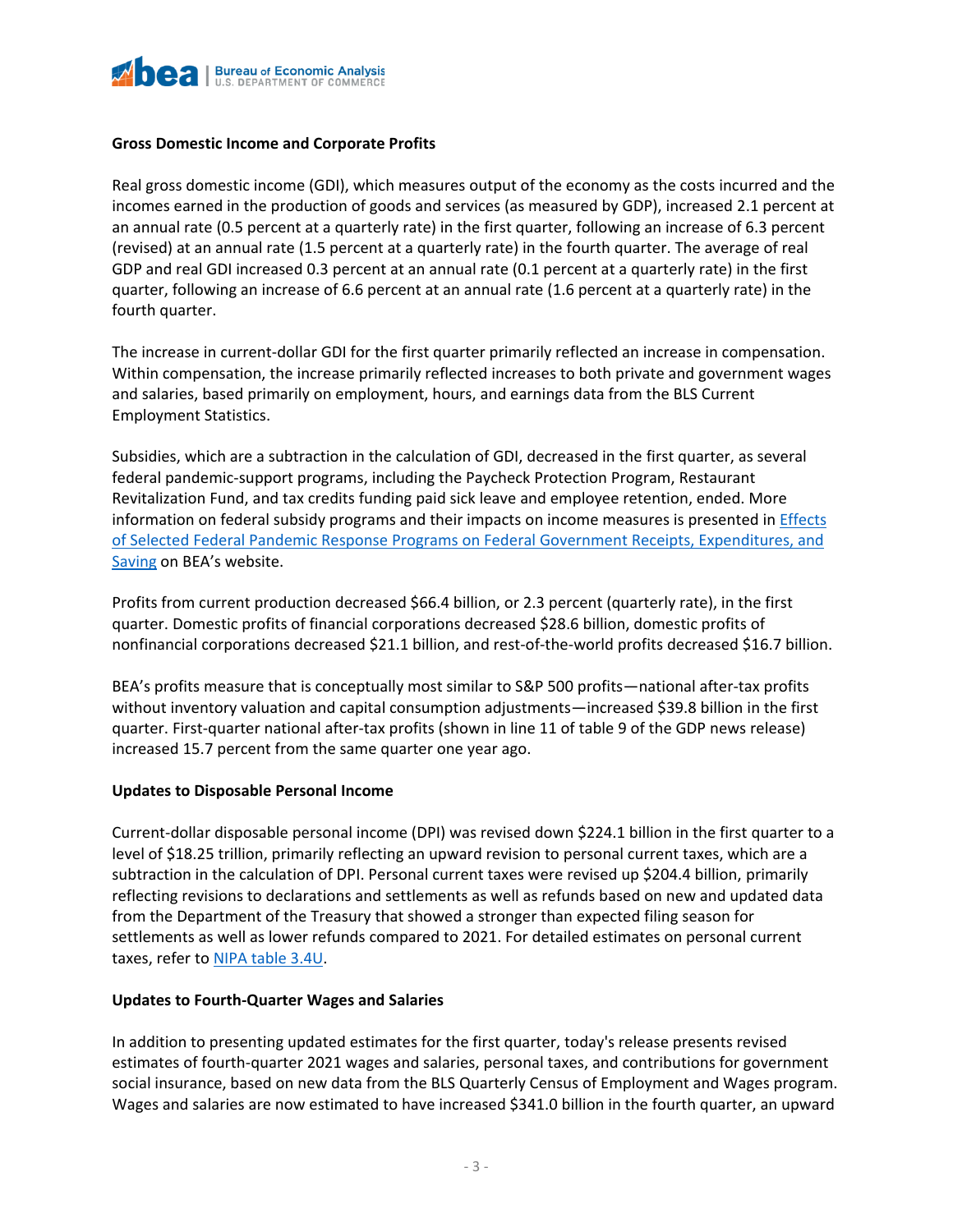**Gross Domestic Income and Corporate Profits**

Real gross domestic income (GDI), which measures output of the economy as the costs incurred and the incomes earned in the production of goods and services (as measured by GDP), increased 2.1 percent at an annual rate (0.5 percent at a quarterly rate) in the first quarter, following an increase of 6.3 percent (revised) at an annual rate (1.5 percent at a quarterly rate) in the fourth quarter. The average of real GDP and real GDI increased 0.3 percent at an annual rate (0.1 percent at a quarterly rate) in the first quarter, following an increase of 6.6 percent at an annual rate (1.6 percent at a quarterly rate) in the fourth quarter.

The increase in current-dollar GDI for the first quarter primarily reflected an increase in compensation. Within compensation, the increase primarily reflected increases to both private and government wages and salaries, based primarily on employment, hours, and earnings data from the BLS Current Employment Statistics.

Subsidies, which are a subtraction in the calculation of GDI, decreased in the first quarter, as several federal pandemic-support programs, including the Paycheck Protection Program, Restaurant Revitalization Fund, and tax credits funding paid sick leave and employee retention, ended. More information on federal subsidy programs and their impacts on income measures is presented in Effects of Selected Federal Pandemic Response Programs on Federal Government Receipts, Expenditures, and Saving on BEA's website.

Profits from current production decreased $66.4 billion, or 2.3 percent (quarterly rate), in the first quarter. Domestic profits of financial corporations decreased $28.6 billion, domestic profits of nonfinancial corporations decreased $21.1 billion, and rest-of-the-world profits decreased $16.7 billion.

BEA's profits measure that is conceptually most similar to S&P 500 profits—national after-tax profits without inventory valuation and capital consumption adjustments—increased $39.8 billion in the first quarter. First-quarter national after-tax profits (shown in line 11 of table 9 of the GDP news release) increased 15.7 percent from the same quarter one year ago.

**Updates to Disposable Personal Income**

Current-dollar disposable personal income (DPI) was revised down $224.1 billion in the first quarter to a level of $18.25 trillion, primarily reflecting an upward revision to personal current taxes, which are a subtraction in the calculation of DPI. Personal current taxes were revised up $204.4 billion, primarily reflecting revisions to declarations and settlements as well as refunds based on new and updated data from the Department of the Treasury that showed a stronger than expected filing season for settlements as well as lower refunds compared to 2021. For detailed estimates on personal current taxes, refer to NIPA table 3.4U.

**Updates to Fourth-Quarter Wages and Salaries**

In addition to presenting updated estimates for the first quarter, today's release presents revised estimates of fourth-quarter 2021 wages and salaries, personal taxes, and contributions for government social insurance, based on new data from the BLS Quarterly Census of Employment and Wages program. Wages and salaries are now estimated to have increased $341.0 billion in the fourth quarter, an upward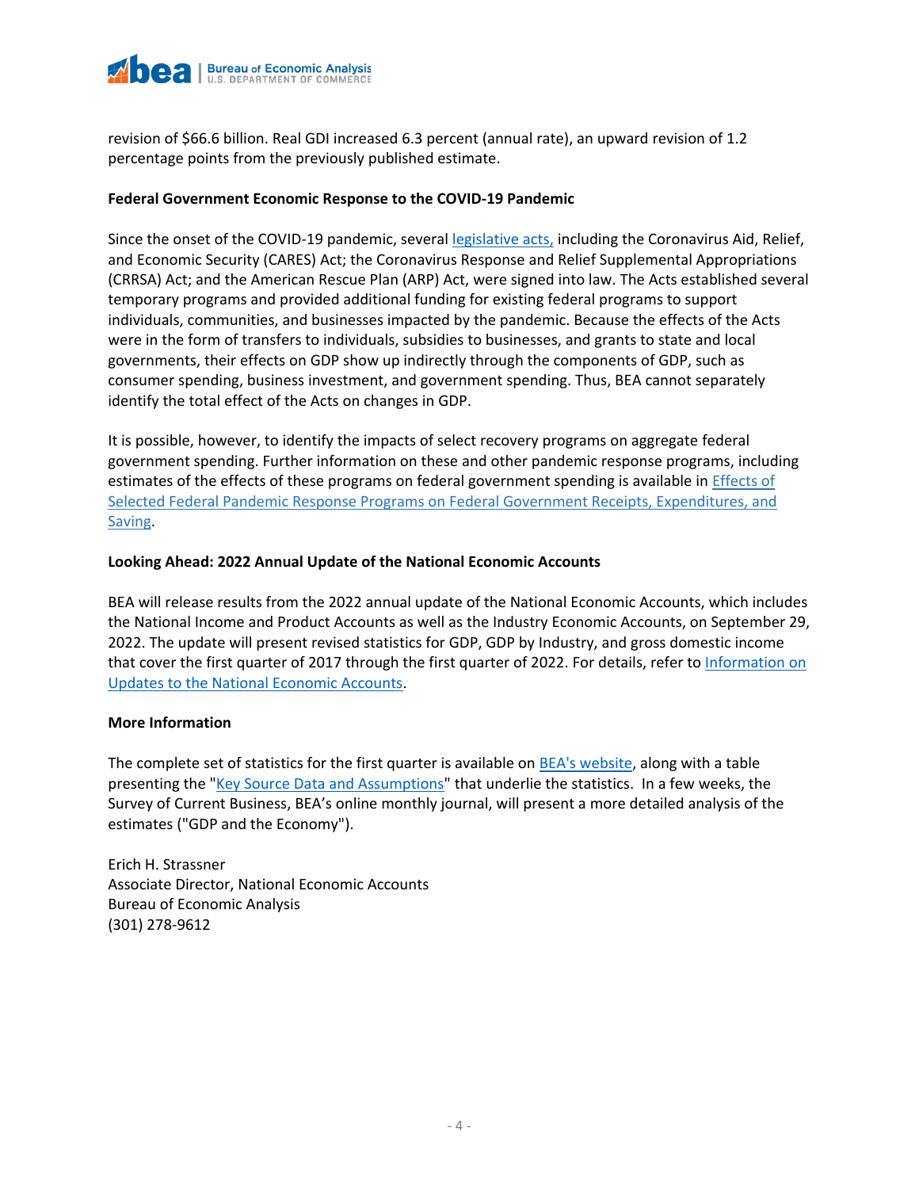revision of $66.6 billion. Real GDI increased 6.3 percent (annual rate), an upward revision of 1.2 percentage points from the previously published estimate.

**Federal Government Economic Response to the COVID-19 Pandemic**

Since the onset of the COVID-19 pandemic, several legislative acts, including the Coronavirus Aid, Relief, and Economic Security (CARES) Act; the Coronavirus Response and Relief Supplemental Appropriations (CRRSA) Act; and the American Rescue Plan (ARP) Act, were signed into law. The Acts established several temporary programs and provided additional funding for existing federal programs to support individuals, communities, and businesses impacted by the pandemic. Because the effects of the Acts were in the form of transfers to individuals, subsidies to businesses, and grants to state and local governments, their effects on GDP show up indirectly through the components of GDP, such as consumer spending, business investment, and government spending. Thus, BEA cannot separately identify the total effect of the Acts on changes in GDP.

It is possible, however, to identify the impacts of select recovery programs on aggregate federal government spending. Further information on these and other pandemic response programs, including estimates of the effects of these programs on federal government spending is available in Effects of Selected Federal Pandemic Response Programs on Federal Government Receipts, Expenditures, and Saving.

**Looking Ahead: 2022 Annual Update of the National Economic Accounts**

BEA will release results from the 2022 annual update of the National Economic Accounts, which includes the National Income and Product Accounts as well as the Industry Economic Accounts, on September 29, 2022. The update will present revised statistics for GDP, GDP by Industry, and gross domestic income that cover the first quarter of 2017 through the first quarter of 2022. For details, refer to Information on Updates to the National Economic Accounts.

**More Information**

The complete set of statistics for the first quarter is available on BEA's website, along with a table presenting the "Key Source Data and Assumptions" that underlie the statistics. In a few weeks, the Survey of Current Business, BEA's online monthly journal, will present a more detailed analysis of the estimates ("GDP and the Economy").

Erich H. Strassner
Associate Director, National Economic Accounts
Bureau of Economic Analysis
(301) 278-9612